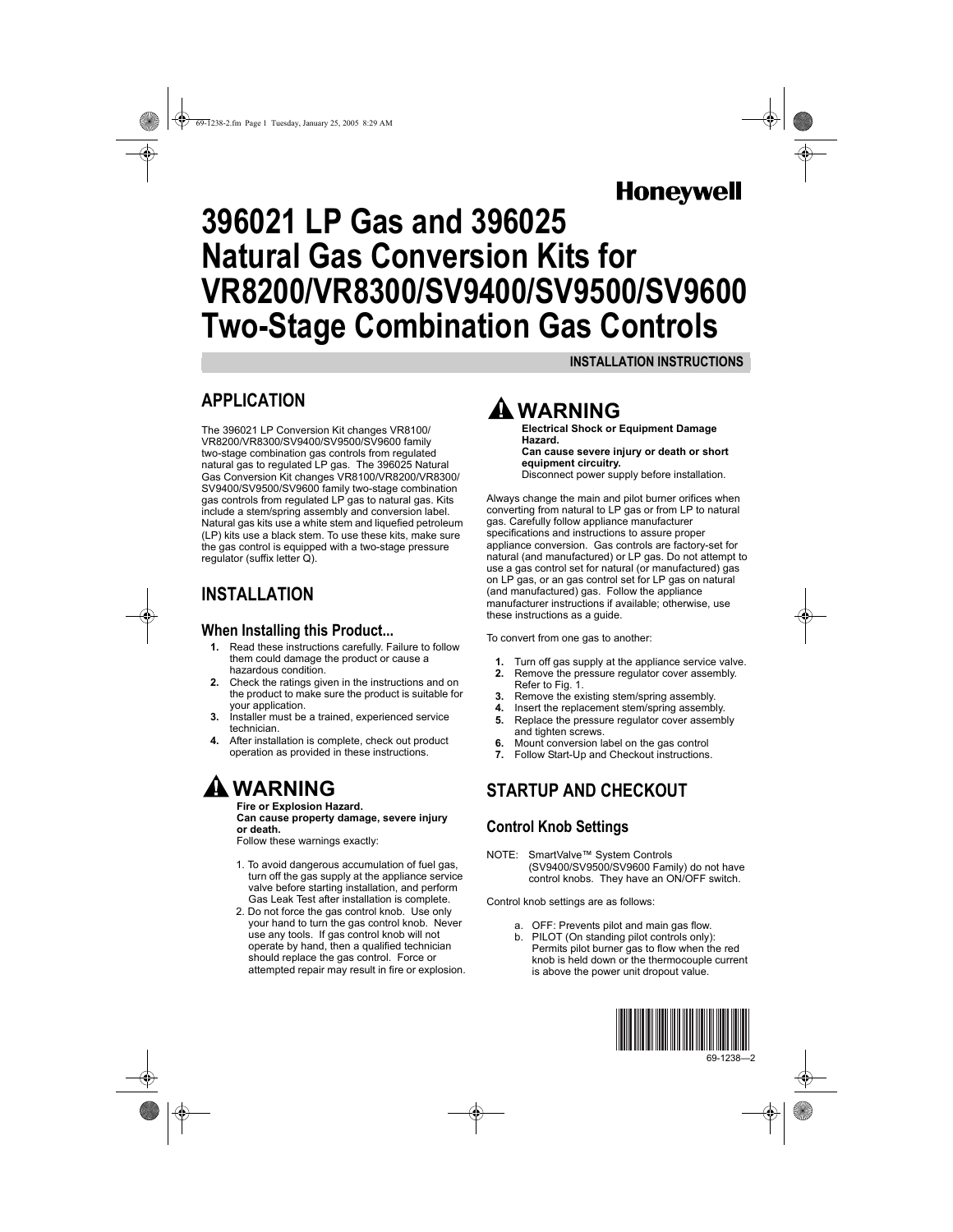Honeywell

# 396021 LP Gas and 396025 Natural Gas Conversion Kits for VR8200/VR8300/SV9400/SV9500/SV9600 Two-Stage Combination Gas Controls

**INSTALLATION INSTRUCTIONS**

## APPLICATION

The 396021 LP Conversion Kit changes VR8100/VR8200/VR8300/SV9400/SV9500/SV9600 family two-stage combination gas controls from regulated natural gas to regulated LP gas. The 396025 Natural Gas Conversion Kit changes VR8100/VR8200/VR8300/SV9400/SV9500/SV9600 family two-stage combination gas controls from regulated LP gas to natural gas. Kits include a stem/spring assembly and conversion label. Natural gas kits use a white stem and liquefied petroleum (LP) kits use a black stem. To use these kits, make sure the gas control is equipped with a two-stage pressure regulator (suffix letter Q).

## INSTALLATION

### When Installing this Product...

1. Read these instructions carefully. Failure to follow them could damage the product or cause a hazardous condition.
2. Check the ratings given in the instructions and on the product to make sure the product is suitable for your application.
3. Installer must be a trained, experienced service technician.
4. After installation is complete, check out product operation as provided in these instructions.

### ⚠ WARNING

**Fire or Explosion Hazard.**
**Can cause property damage, severe injury or death.**
Follow these warnings exactly:

1. To avoid dangerous accumulation of fuel gas, turn off the gas supply at the appliance service valve before starting installation, and perform Gas Leak Test after installation is complete.
2. Do not force the gas control knob. Use only your hand to turn the gas control knob. Never use any tools. If gas control knob will not operate by hand, then a qualified technician should replace the gas control. Force or attempted repair may result in fire or explosion.

### ⚠ WARNING

**Electrical Shock or Equipment Damage Hazard.**
**Can cause severe injury or death or short equipment circuitry.**
Disconnect power supply before installation.

Always change the main and pilot burner orifices when converting from natural to LP gas or from LP to natural gas. Carefully follow appliance manufacturer specifications and instructions to assure proper appliance conversion. Gas controls are factory-set for natural (and manufactured) or LP gas. Do not attempt to use a gas control set for natural (or manufactured) gas on LP gas, or an gas control set for LP gas on natural (and manufactured) gas. Follow the appliance manufacturer instructions if available; otherwise, use these instructions as a guide.

To convert from one gas to another:

1. Turn off gas supply at the appliance service valve.
2. Remove the pressure regulator cover assembly. Refer to Fig. 1.
3. Remove the existing stem/spring assembly.
4. Insert the replacement stem/spring assembly.
5. Replace the pressure regulator cover assembly and tighten screws.
6. Mount conversion label on the gas control
7. Follow Start-Up and Checkout instructions.

## STARTUP AND CHECKOUT

### Control Knob Settings

NOTE: SmartValve™ System Controls (SV9400/SV9500/SV9600 Family) do not have control knobs. They have an ON/OFF switch.

Control knob settings are as follows:

a. OFF: Prevents pilot and main gas flow.
b. PILOT (On standing pilot controls only): Permits pilot burner gas to flow when the red knob is held down or the thermocouple current is above the power unit dropout value.

69-1238—2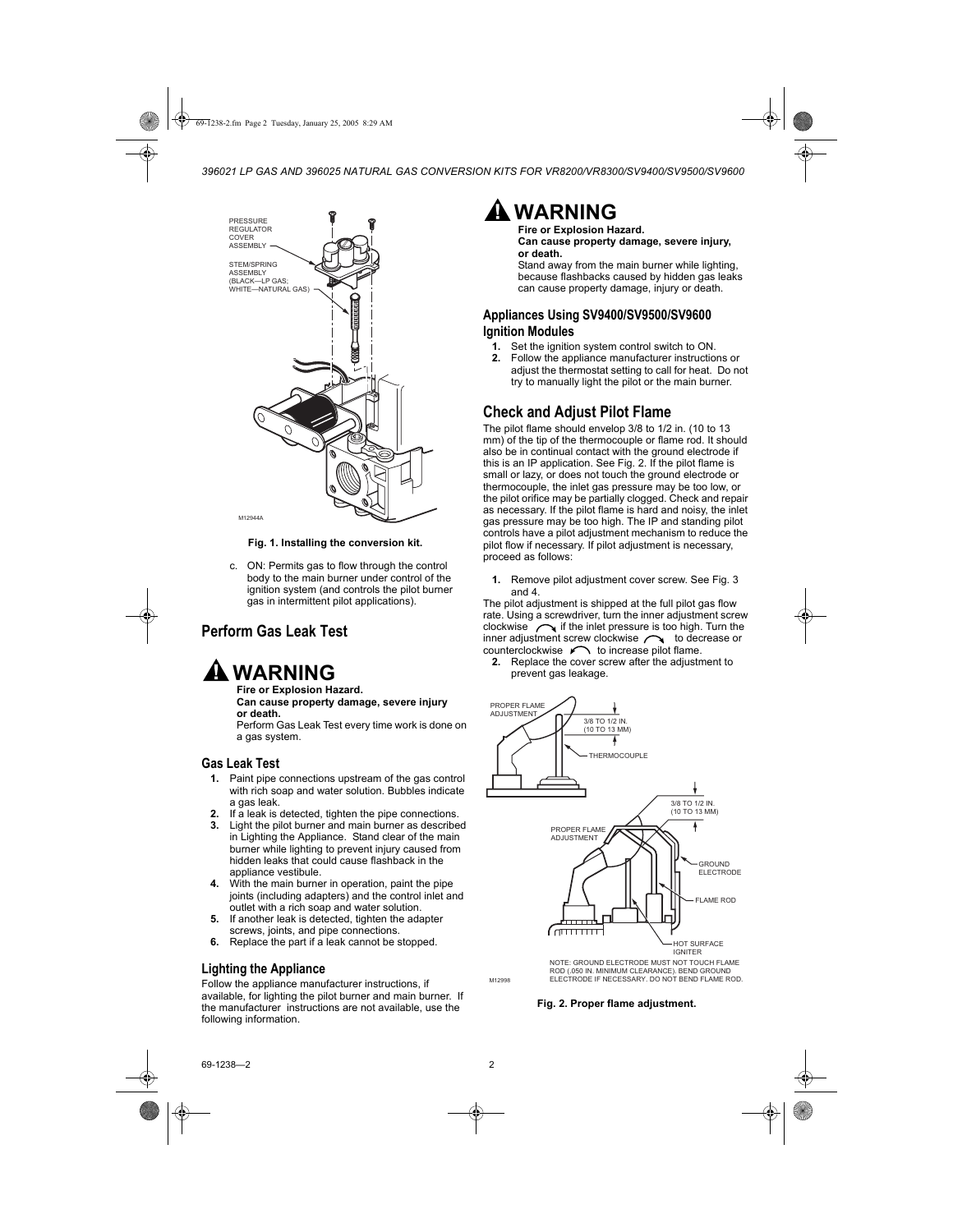Fig. 1. Installing the conversion kit.

c. ON: Permits gas to flow through the control body to the main burner under control of the ignition system (and controls the pilot burner gas in intermittent pilot applications).

## Perform Gas Leak Test

# ⚠ WARNING

**Fire or Explosion Hazard.**
**Can cause property damage, severe injury or death.**
Perform Gas Leak Test every time work is done on a gas system.

### Gas Leak Test

1. Paint pipe connections upstream of the gas control with rich soap and water solution. Bubbles indicate a gas leak.
2. If a leak is detected, tighten the pipe connections.
3. Light the pilot burner and main burner as described in Lighting the Appliance. Stand clear of the main burner while lighting to prevent injury caused from hidden leaks that could cause flashback in the appliance vestibule.
4. With the main burner in operation, paint the pipe joints (including adapters) and the control inlet and outlet with a rich soap and water solution.
5. If another leak is detected, tighten the adapter screws, joints, and pipe connections.
6. Replace the part if a leak cannot be stopped.

### Lighting the Appliance

Follow the appliance manufacturer instructions, if available, for lighting the pilot burner and main burner. If the manufacturer instructions are not available, use the following information.

# ⚠ WARNING

**Fire or Explosion Hazard.**
**Can cause property damage, severe injury, or death.**
Stand away from the main burner while lighting, because flashbacks caused by hidden gas leaks can cause property damage, injury or death.

### Appliances Using SV9400/SV9500/SV9600 Ignition Modules

1. Set the ignition system control switch to ON.
2. Follow the appliance manufacturer instructions or adjust the thermostat setting to call for heat. Do not try to manually light the pilot or the main burner.

## Check and Adjust Pilot Flame

The pilot flame should envelop 3/8 to 1/2 in. (10 to 13 mm) of the tip of the thermocouple or flame rod. It should also be in continual contact with the ground electrode if this is an IP application. See Fig. 2. If the pilot flame is small or lazy, or does not touch the ground electrode or thermocouple, the inlet gas pressure may be too low, or the pilot orifice may be partially clogged. Check and repair as necessary. If the pilot flame is hard and noisy, the inlet gas pressure may be too high. The IP and standing pilot controls have a pilot adjustment mechanism to reduce the pilot flow if necessary. If pilot adjustment is necessary, proceed as follows:

1. Remove pilot adjustment cover screw. See Fig. 3 and 4.

The pilot adjustment is shipped at the full pilot gas flow rate. Using a screwdriver, turn the inner adjustment screw clockwise if the inlet pressure is too high. Turn the inner adjustment screw clockwise to decrease or counterclockwise to increase pilot flame.

2. Replace the cover screw after the adjustment to prevent gas leakage.

Fig. 2. Proper flame adjustment.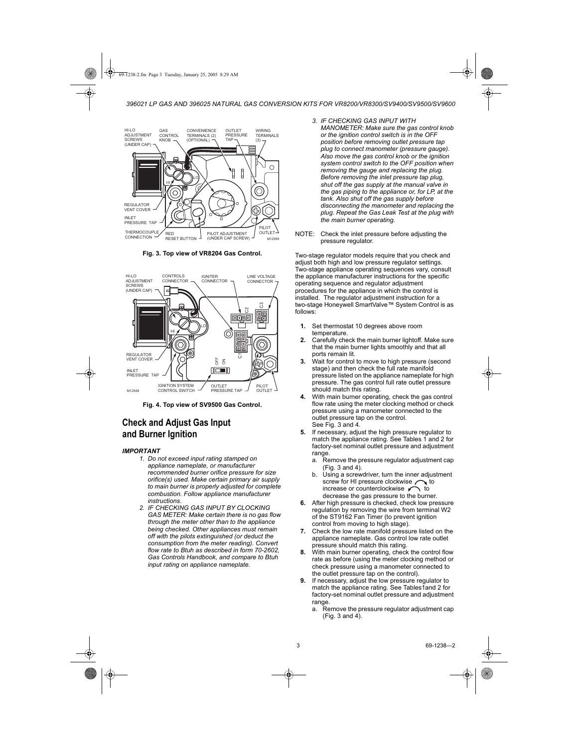Fig. 3. Top view of VR8204 Gas Control.

Fig. 4. Top view of SV9500 Gas Control.

## Check and Adjust Gas Input and Burner Ignition

***IMPORTANT***

1. *Do not exceed input rating stamped on appliance nameplate, or manufacturer recommended burner orifice pressure for size orifice(s) used. Make certain primary air supply to main burner is properly adjusted for complete combustion. Follow appliance manufacturer instructions.*
2. *IF CHECKING GAS INPUT BY CLOCKING GAS METER: Make certain there is no gas flow through the meter other than to the appliance being checked. Other appliances must remain off with the pilots extinguished (or deduct the consumption from the meter reading). Convert flow rate to Btuh as described in form 70-2602, Gas Controls Handbook, and compare to Btuh input rating on appliance nameplate.*
3. *IF CHECKING GAS INPUT WITH MANOMETER: Make sure the gas control knob or the ignition control switch is in the OFF position before removing outlet pressure tap plug to connect manometer (pressure gauge). Also move the gas control knob or the ignition system control switch to the OFF position when removing the gauge and replacing the plug. Before removing the inlet pressure tap plug, shut off the gas supply at the manual valve in the gas piping to the appliance or, for LP, at the tank. Also shut off the gas supply before disconnecting the manometer and replacing the plug. Repeat the Gas Leak Test at the plug with the main burner operating.*

NOTE: Check the inlet pressure before adjusting the pressure regulator.

Two-stage regulator models require that you check and adjust both high and low pressure regulator settings. Two-stage appliance operating sequences vary, consult the appliance manufacturer instructions for the specific operating sequence and regulator adjustment procedures for the appliance in which the control is installed. The regulator adjustment instruction for a two-stage Honeywell SmartValve™ System Control is as follows:

1. Set thermostat 10 degrees above room temperature.
2. Carefully check the main burner lightoff. Make sure that the main burner lights smoothly and that all ports remain lit.
3. Wait for control to move to high pressure (second stage) and then check the full rate manifold pressure listed on the appliance nameplate for high pressure. The gas control full rate outlet pressure should match this rating.
4. With main burner operating, check the gas control flow rate using the meter clocking method or check pressure using a manometer connected to the outlet pressure tap on the control. See Fig. 3 and 4.
5. If necessary, adjust the high pressure regulator to match the appliance rating. See Tables 1 and 2 for factory-set nominal outlet pressure and adjustment range.
   a. Remove the pressure regulator adjustment cap (Fig. 3 and 4).
   b. Using a screwdriver, turn the inner adjustment screw for HI pressure clockwise to increase or counterclockwise to decrease the gas pressure to the burner.
6. After high pressure is checked, check low pressure regulation by removing the wire from terminal W2 of the ST9162 Fan Timer (to prevent ignition control from moving to high stage).
7. Check the low rate manifold pressure listed on the appliance nameplate. Gas control low rate outlet pressure should match this rating.
8. With main burner operating, check the control flow rate as before (using the meter clocking method or check pressure using a manometer connected to the outlet pressure tap on the control).
9. If necessary, adjust the low pressure regulator to match the appliance rating. See Tables1and 2 for factory-set nominal outlet pressure and adjustment range.
   a. Remove the pressure regulator adjustment cap (Fig. 3 and 4).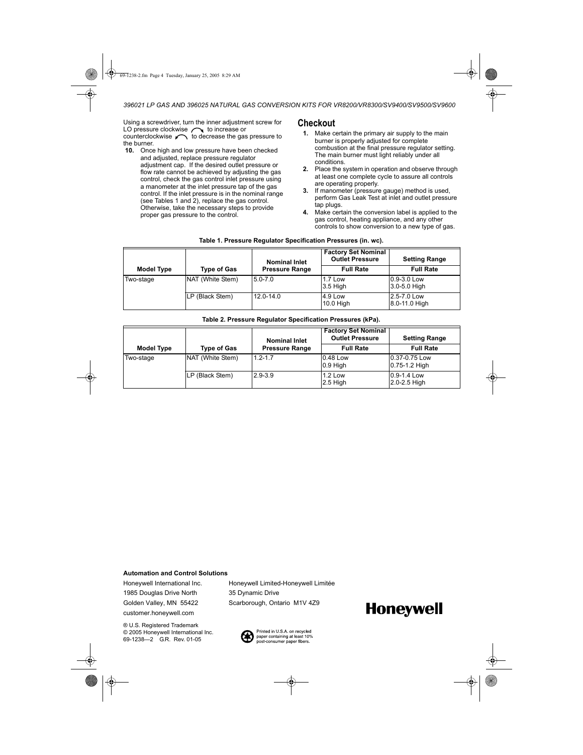Using a screwdriver, turn the inner adjustment screw for LO pressure clockwise ↷ to increase or counterclockwise ↶ to decrease the gas pressure to the burner.

10. Once high and low pressure have been checked and adjusted, replace pressure regulator adjustment cap. If the desired outlet pressure or flow rate cannot be achieved by adjusting the gas control, check the gas control inlet pressure using a manometer at the inlet pressure tap of the gas control. If the inlet pressure is in the nominal range (see Tables 1 and 2), replace the gas control. Otherwise, take the necessary steps to provide proper gas pressure to the control.

## Checkout

1. Make certain the primary air supply to the main burner is properly adjusted for complete combustion at the final pressure regulator setting. The main burner must light reliably under all conditions.
2. Place the system in operation and observe through at least one complete cycle to assure all controls are operating properly.
3. If manometer (pressure gauge) method is used, perform Gas Leak Test at inlet and outlet pressure tap plugs.
4. Make certain the conversion label is applied to the gas control, heating appliance, and any other controls to show conversion to a new type of gas.

**Table 1. Pressure Regulator Specification Pressures (in. wc).**

| Model Type | Type of Gas | Nominal Inlet Pressure Range | Factory Set Nominal Outlet Pressure | Setting Range |
|---|---|---|---|---|
| | | | Full Rate | Full Rate |
| Two-stage | NAT (White Stem) | 5.0-7.0 | 1.7 Low<br>3.5 High | 0.9-3.0 Low<br>3.0-5.0 High |
| | LP (Black Stem) | 12.0-14.0 | 4.9 Low<br>10.0 High | 2.5-7.0 Low<br>8.0-11.0 High |

**Table 2. Pressure Regulator Specification Pressures (kPa).**

| Model Type | Type of Gas | Nominal Inlet Pressure Range | Factory Set Nominal Outlet Pressure | Setting Range |
|---|---|---|---|---|
| | | | Full Rate | Full Rate |
| Two-stage | NAT (White Stem) | 1.2-1.7 | 0.48 Low<br>0.9 High | 0.37-0.75 Low<br>0.75-1.2 High |
| | LP (Black Stem) | 2.9-3.9 | 1.2 Low<br>2.5 High | 0.9-1.4 Low<br>2.0-2.5 High |

**Automation and Control Solutions**

Honeywell International Inc.
1985 Douglas Drive North
Golden Valley, MN 55422
customer.honeywell.com

Honeywell Limited-Honeywell Limitée
35 Dynamic Drive
Scarborough, Ontario M1V 4Z9

Honeywell

® U.S. Registered Trademark
© 2005 Honeywell International Inc.
69-1238—2 G.R. Rev. 01-05

Printed in U.S.A. on recycled paper containing at least 10% post-consumer paper fibers.